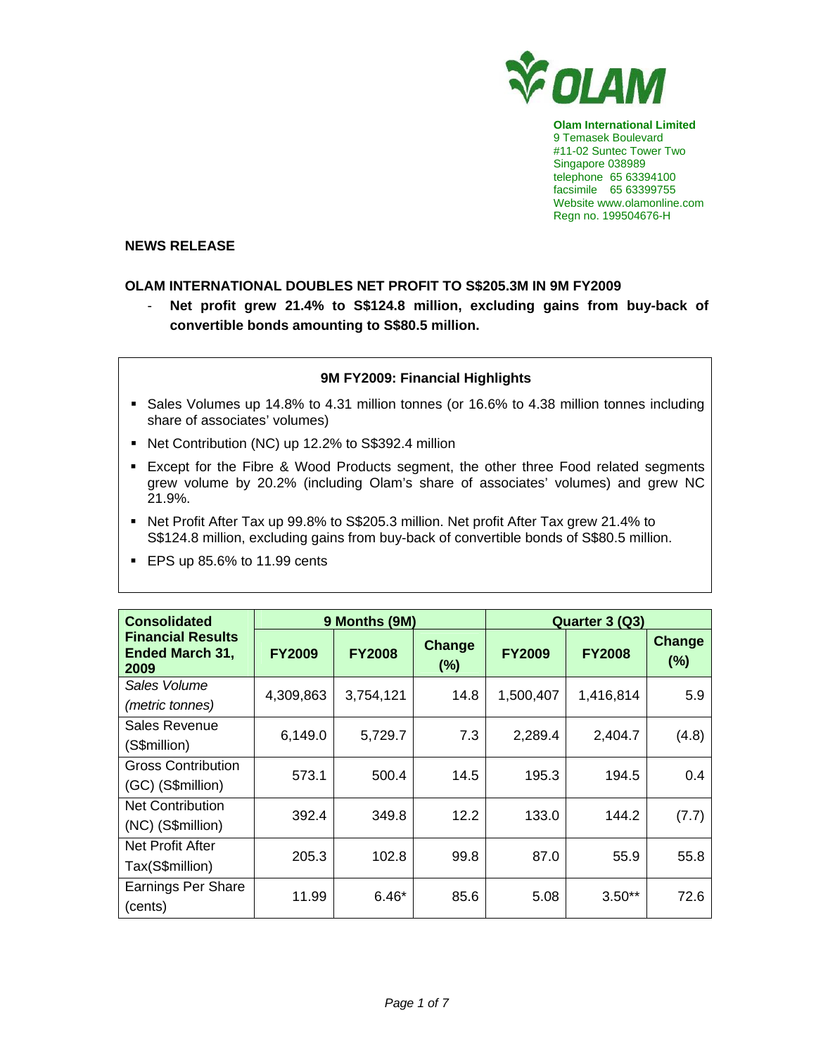**Olam International Limited**
9 Temasek Boulevard
#11-02 Suntec Tower Two
Singapore 038989
telephone 65 63394100
facsimile 65 63399755
Website www.olamonline.com
Regn no. 199504676-H

**NEWS RELEASE**

## OLAM INTERNATIONAL DOUBLES NET PROFIT TO S$205.3M IN 9M FY2009

- **Net profit grew 21.4% to S$124.8 million, excluding gains from buy-back of convertible bonds amounting to S$80.5 million.**

### 9M FY2009: Financial Highlights

- Sales Volumes up 14.8% to 4.31 million tonnes (or 16.6% to 4.38 million tonnes including share of associates' volumes)
- Net Contribution (NC) up 12.2% to S$392.4 million
- Except for the Fibre & Wood Products segment, the other three Food related segments grew volume by 20.2% (including Olam's share of associates' volumes) and grew NC 21.9%.
- Net Profit After Tax up 99.8% to S$205.3 million. Net profit After Tax grew 21.4% to S$124.8 million, excluding gains from buy-back of convertible bonds of S$80.5 million.
- EPS up 85.6% to 11.99 cents

| Consolidated Financial Results Ended March 31, 2009 | 9 Months (9M) | | | Quarter 3 (Q3) | | |
|---|---|---|---|---|---|---|
| | FY2009 | FY2008 | Change (%) | FY2009 | FY2008 | Change (%) |
| *Sales Volume (metric tonnes)* | 4,309,863 | 3,754,121 | 14.8 | 1,500,407 | 1,416,814 | 5.9 |
| Sales Revenue (S$million) | 6,149.0 | 5,729.7 | 7.3 | 2,289.4 | 2,404.7 | (4.8) |
| Gross Contribution (GC) (S$million) | 573.1 | 500.4 | 14.5 | 195.3 | 194.5 | 0.4 |
| Net Contribution (NC) (S$million) | 392.4 | 349.8 | 12.2 | 133.0 | 144.2 | (7.7) |
| Net Profit After Tax(S$million) | 205.3 | 102.8 | 99.8 | 87.0 | 55.9 | 55.8 |
| Earnings Per Share (cents) | 11.99 | 6.46* | 85.6 | 5.08 | 3.50** | 72.6 |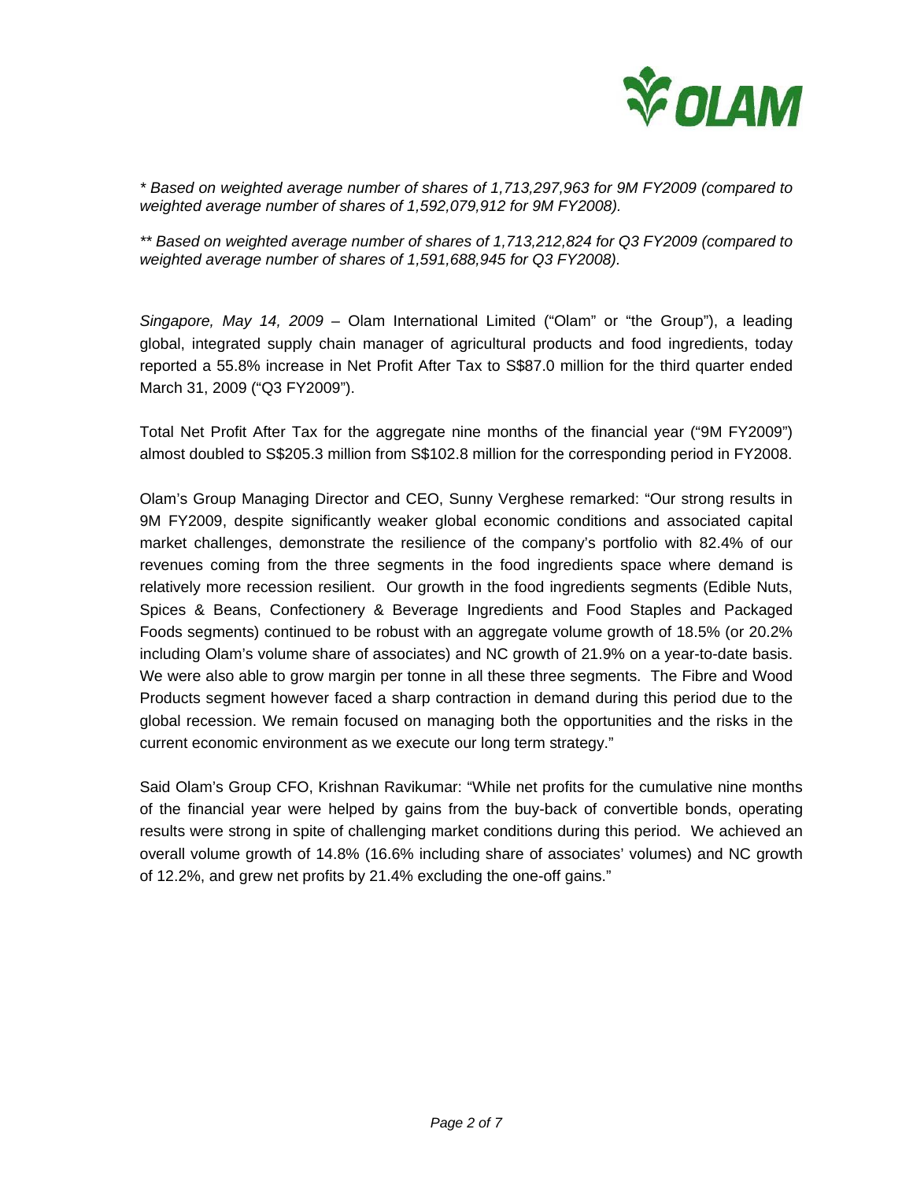*\* Based on weighted average number of shares of 1,713,297,963 for 9M FY2009 (compared to weighted average number of shares of 1,592,079,912 for 9M FY2008).*

*\*\* Based on weighted average number of shares of 1,713,212,824 for Q3 FY2009 (compared to weighted average number of shares of 1,591,688,945 for Q3 FY2008).*

*Singapore, May 14, 2009* – Olam International Limited ("Olam" or "the Group"), a leading global, integrated supply chain manager of agricultural products and food ingredients, today reported a 55.8% increase in Net Profit After Tax to S$87.0 million for the third quarter ended March 31, 2009 ("Q3 FY2009").

Total Net Profit After Tax for the aggregate nine months of the financial year ("9M FY2009") almost doubled to S$205.3 million from S$102.8 million for the corresponding period in FY2008.

Olam's Group Managing Director and CEO, Sunny Verghese remarked: "Our strong results in 9M FY2009, despite significantly weaker global economic conditions and associated capital market challenges, demonstrate the resilience of the company's portfolio with 82.4% of our revenues coming from the three segments in the food ingredients space where demand is relatively more recession resilient. Our growth in the food ingredients segments (Edible Nuts, Spices & Beans, Confectionery & Beverage Ingredients and Food Staples and Packaged Foods segments) continued to be robust with an aggregate volume growth of 18.5% (or 20.2% including Olam's volume share of associates) and NC growth of 21.9% on a year-to-date basis. We were also able to grow margin per tonne in all these three segments. The Fibre and Wood Products segment however faced a sharp contraction in demand during this period due to the global recession. We remain focused on managing both the opportunities and the risks in the current economic environment as we execute our long term strategy."

Said Olam's Group CFO, Krishnan Ravikumar: "While net profits for the cumulative nine months of the financial year were helped by gains from the buy-back of convertible bonds, operating results were strong in spite of challenging market conditions during this period. We achieved an overall volume growth of 14.8% (16.6% including share of associates' volumes) and NC growth of 12.2%, and grew net profits by 21.4% excluding the one-off gains."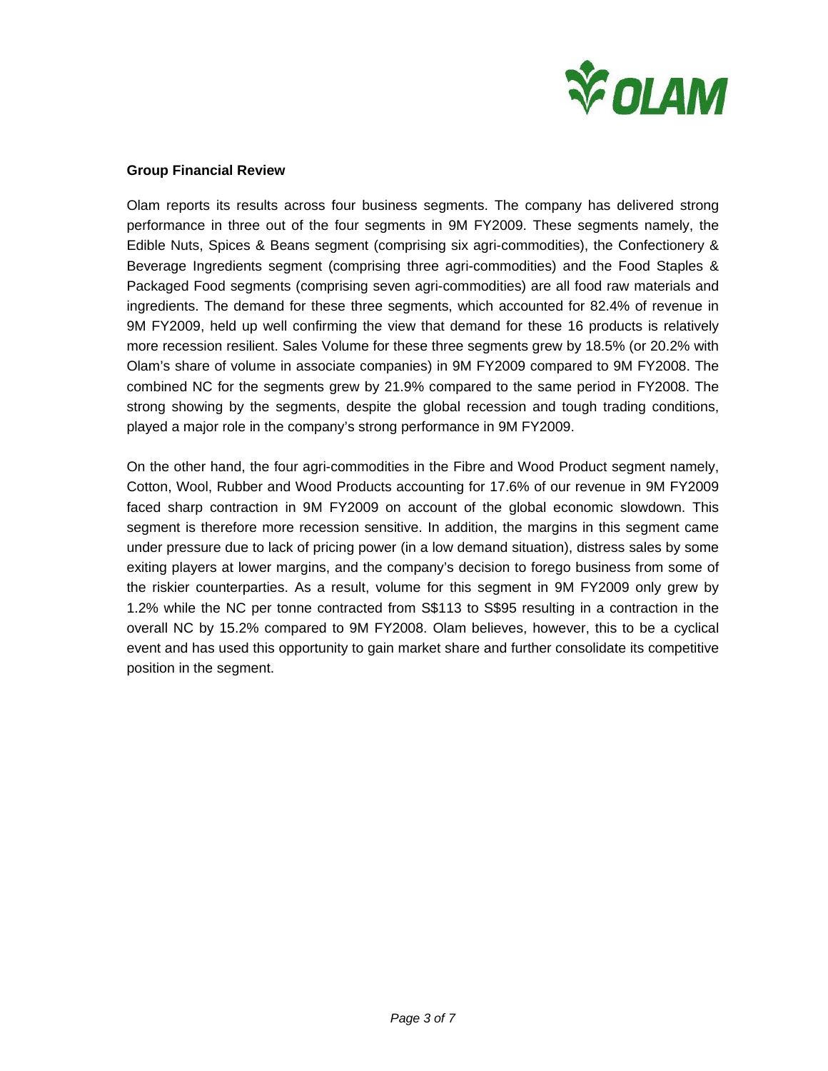**Group Financial Review**

Olam reports its results across four business segments. The company has delivered strong performance in three out of the four segments in 9M FY2009. These segments namely, the Edible Nuts, Spices & Beans segment (comprising six agri-commodities), the Confectionery & Beverage Ingredients segment (comprising three agri-commodities) and the Food Staples & Packaged Food segments (comprising seven agri-commodities) are all food raw materials and ingredients. The demand for these three segments, which accounted for 82.4% of revenue in 9M FY2009, held up well confirming the view that demand for these 16 products is relatively more recession resilient. Sales Volume for these three segments grew by 18.5% (or 20.2% with Olam's share of volume in associate companies) in 9M FY2009 compared to 9M FY2008. The combined NC for the segments grew by 21.9% compared to the same period in FY2008. The strong showing by the segments, despite the global recession and tough trading conditions, played a major role in the company's strong performance in 9M FY2009.

On the other hand, the four agri-commodities in the Fibre and Wood Product segment namely, Cotton, Wool, Rubber and Wood Products accounting for 17.6% of our revenue in 9M FY2009 faced sharp contraction in 9M FY2009 on account of the global economic slowdown. This segment is therefore more recession sensitive. In addition, the margins in this segment came under pressure due to lack of pricing power (in a low demand situation), distress sales by some exiting players at lower margins, and the company's decision to forego business from some of the riskier counterparties. As a result, volume for this segment in 9M FY2009 only grew by 1.2% while the NC per tonne contracted from S$113 to S$95 resulting in a contraction in the overall NC by 15.2% compared to 9M FY2008. Olam believes, however, this to be a cyclical event and has used this opportunity to gain market share and further consolidate its competitive position in the segment.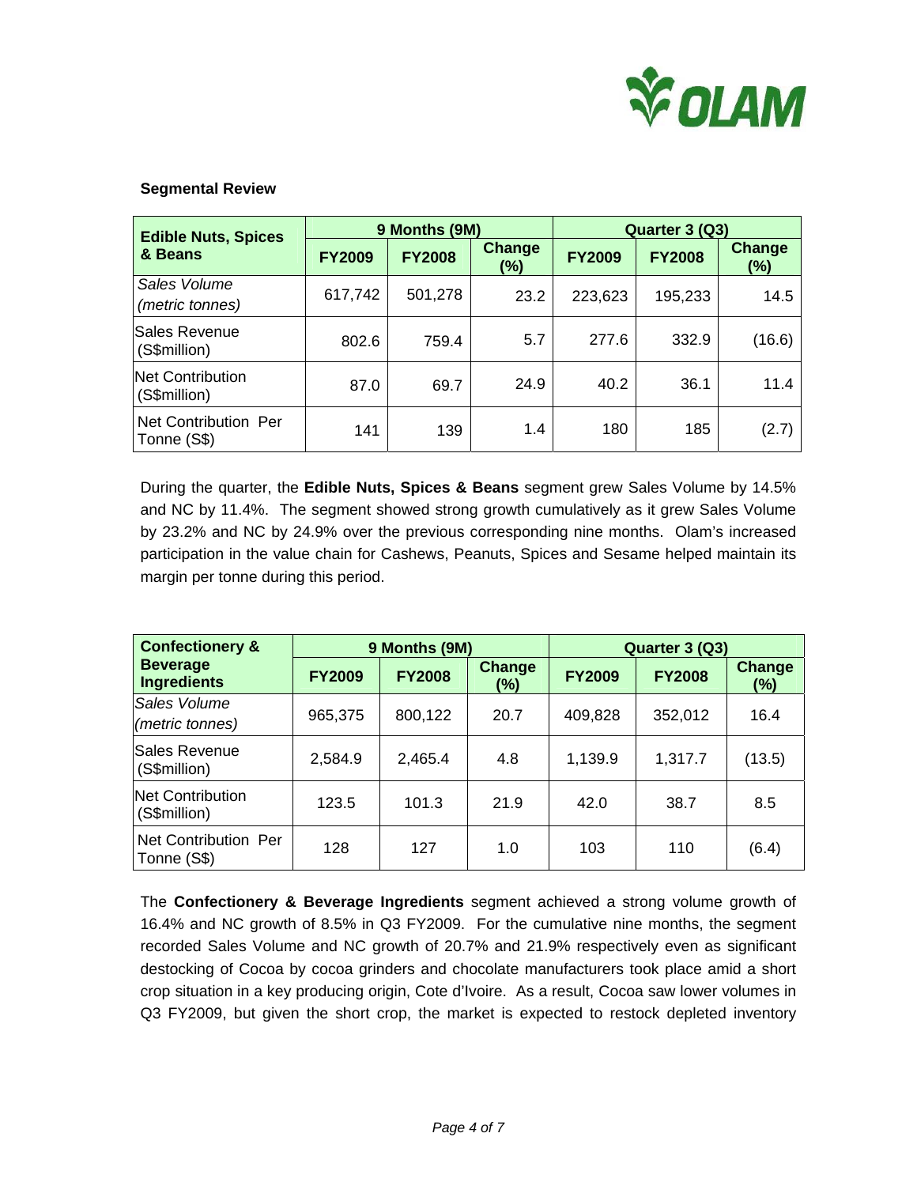**Segmental Review**

| Edible Nuts, Spices & Beans | 9 Months (9M) | | | Quarter 3 (Q3) | | |
|---|---|---|---|---|---|---|
| | FY2009 | FY2008 | Change (%) | FY2009 | FY2008 | Change (%) |
| *Sales Volume (metric tonnes)* | 617,742 | 501,278 | 23.2 | 223,623 | 195,233 | 14.5 |
| Sales Revenue (S$million) | 802.6 | 759.4 | 5.7 | 277.6 | 332.9 | (16.6) |
| Net Contribution (S$million) | 87.0 | 69.7 | 24.9 | 40.2 | 36.1 | 11.4 |
| Net Contribution Per Tonne (S$) | 141 | 139 | 1.4 | 180 | 185 | (2.7) |

During the quarter, the **Edible Nuts, Spices & Beans** segment grew Sales Volume by 14.5% and NC by 11.4%. The segment showed strong growth cumulatively as it grew Sales Volume by 23.2% and NC by 24.9% over the previous corresponding nine months. Olam's increased participation in the value chain for Cashews, Peanuts, Spices and Sesame helped maintain its margin per tonne during this period.

| Confectionery & Beverage Ingredients | 9 Months (9M) | | | Quarter 3 (Q3) | | |
|---|---|---|---|---|---|---|
| | FY2009 | FY2008 | Change (%) | FY2009 | FY2008 | Change (%) |
| *Sales Volume (metric tonnes)* | 965,375 | 800,122 | 20.7 | 409,828 | 352,012 | 16.4 |
| Sales Revenue (S$million) | 2,584.9 | 2,465.4 | 4.8 | 1,139.9 | 1,317.7 | (13.5) |
| Net Contribution (S$million) | 123.5 | 101.3 | 21.9 | 42.0 | 38.7 | 8.5 |
| Net Contribution Per Tonne (S$) | 128 | 127 | 1.0 | 103 | 110 | (6.4) |

The **Confectionery & Beverage Ingredients** segment achieved a strong volume growth of 16.4% and NC growth of 8.5% in Q3 FY2009. For the cumulative nine months, the segment recorded Sales Volume and NC growth of 20.7% and 21.9% respectively even as significant destocking of Cocoa by cocoa grinders and chocolate manufacturers took place amid a short crop situation in a key producing origin, Cote d'Ivoire. As a result, Cocoa saw lower volumes in Q3 FY2009, but given the short crop, the market is expected to restock depleted inventory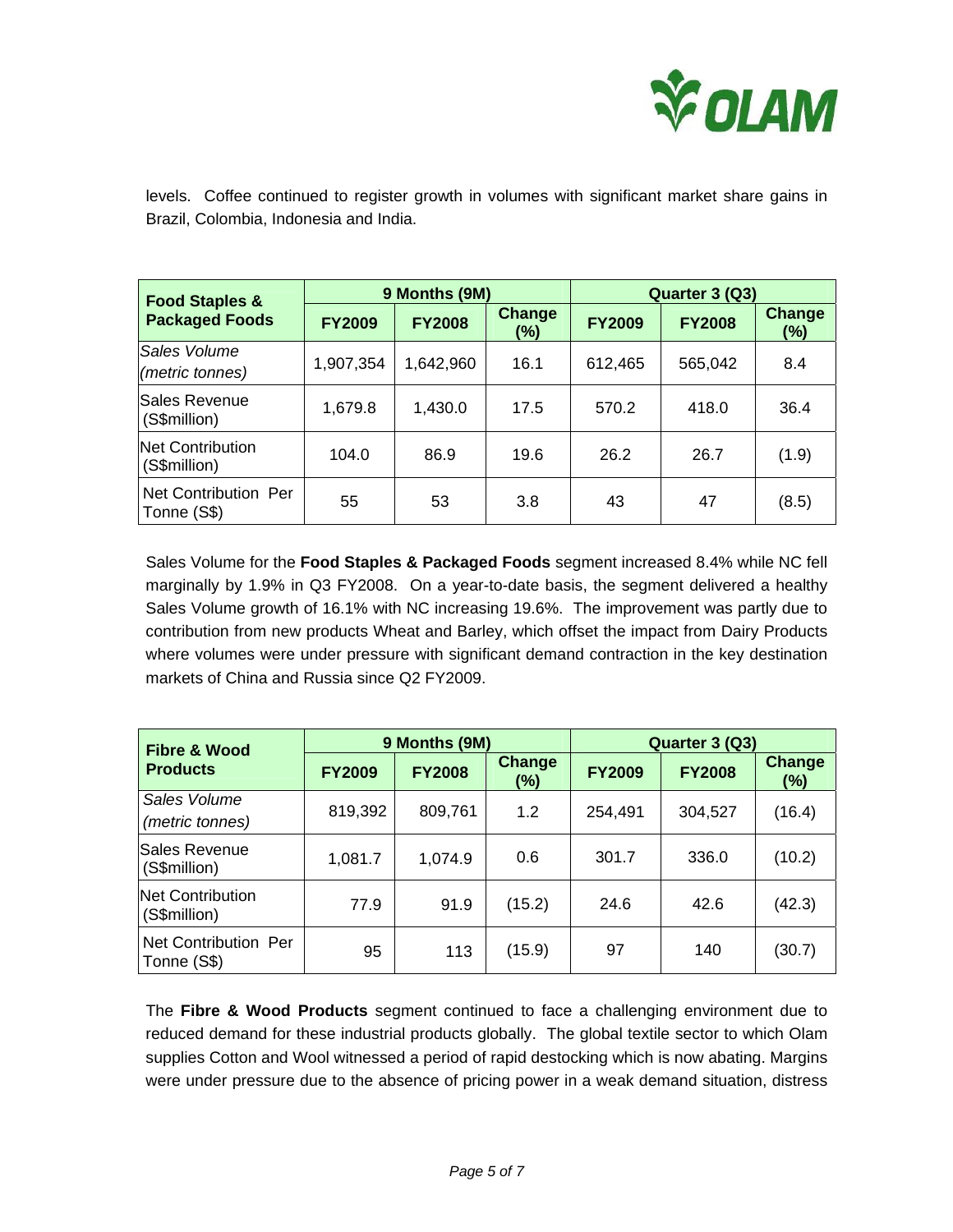levels. Coffee continued to register growth in volumes with significant market share gains in Brazil, Colombia, Indonesia and India.

| Food Staples & Packaged Foods | 9 Months (9M) | | | Quarter 3 (Q3) | | |
|---|---|---|---|---|---|---|
| | FY2009 | FY2008 | Change (%) | FY2009 | FY2008 | Change (%) |
| *Sales Volume (metric tonnes)* | 1,907,354 | 1,642,960 | 16.1 | 612,465 | 565,042 | 8.4 |
| Sales Revenue (S$million) | 1,679.8 | 1,430.0 | 17.5 | 570.2 | 418.0 | 36.4 |
| Net Contribution (S$million) | 104.0 | 86.9 | 19.6 | 26.2 | 26.7 | (1.9) |
| Net Contribution Per Tonne (S$) | 55 | 53 | 3.8 | 43 | 47 | (8.5) |

Sales Volume for the **Food Staples & Packaged Foods** segment increased 8.4% while NC fell marginally by 1.9% in Q3 FY2008. On a year-to-date basis, the segment delivered a healthy Sales Volume growth of 16.1% with NC increasing 19.6%. The improvement was partly due to contribution from new products Wheat and Barley, which offset the impact from Dairy Products where volumes were under pressure with significant demand contraction in the key destination markets of China and Russia since Q2 FY2009.

| Fibre & Wood Products | 9 Months (9M) | | | Quarter 3 (Q3) | | |
|---|---|---|---|---|---|---|
| | FY2009 | FY2008 | Change (%) | FY2009 | FY2008 | Change (%) |
| *Sales Volume (metric tonnes)* | 819,392 | 809,761 | 1.2 | 254,491 | 304,527 | (16.4) |
| Sales Revenue (S$million) | 1,081.7 | 1,074.9 | 0.6 | 301.7 | 336.0 | (10.2) |
| Net Contribution (S$million) | 77.9 | 91.9 | (15.2) | 24.6 | 42.6 | (42.3) |
| Net Contribution Per Tonne (S$) | 95 | 113 | (15.9) | 97 | 140 | (30.7) |

The **Fibre & Wood Products** segment continued to face a challenging environment due to reduced demand for these industrial products globally. The global textile sector to which Olam supplies Cotton and Wool witnessed a period of rapid destocking which is now abating. Margins were under pressure due to the absence of pricing power in a weak demand situation, distress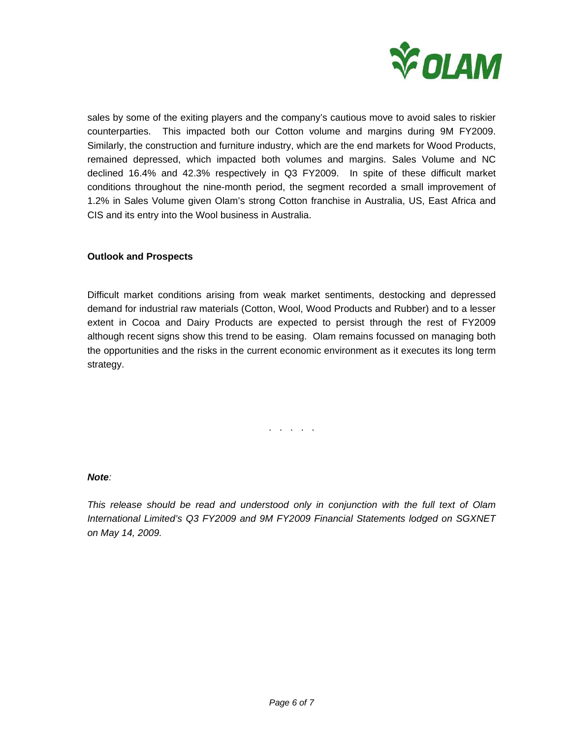sales by some of the exiting players and the company's cautious move to avoid sales to riskier counterparties. This impacted both our Cotton volume and margins during 9M FY2009. Similarly, the construction and furniture industry, which are the end markets for Wood Products, remained depressed, which impacted both volumes and margins. Sales Volume and NC declined 16.4% and 42.3% respectively in Q3 FY2009. In spite of these difficult market conditions throughout the nine-month period, the segment recorded a small improvement of 1.2% in Sales Volume given Olam's strong Cotton franchise in Australia, US, East Africa and CIS and its entry into the Wool business in Australia.

**Outlook and Prospects**

Difficult market conditions arising from weak market sentiments, destocking and depressed demand for industrial raw materials (Cotton, Wool, Wood Products and Rubber) and to a lesser extent in Cocoa and Dairy Products are expected to persist through the rest of FY2009 although recent signs show this trend to be easing. Olam remains focussed on managing both the opportunities and the risks in the current economic environment as it executes its long term strategy.

. . . . .

***Note**:*

*This release should be read and understood only in conjunction with the full text of Olam International Limited's Q3 FY2009 and 9M FY2009 Financial Statements lodged on SGXNET on May 14, 2009.*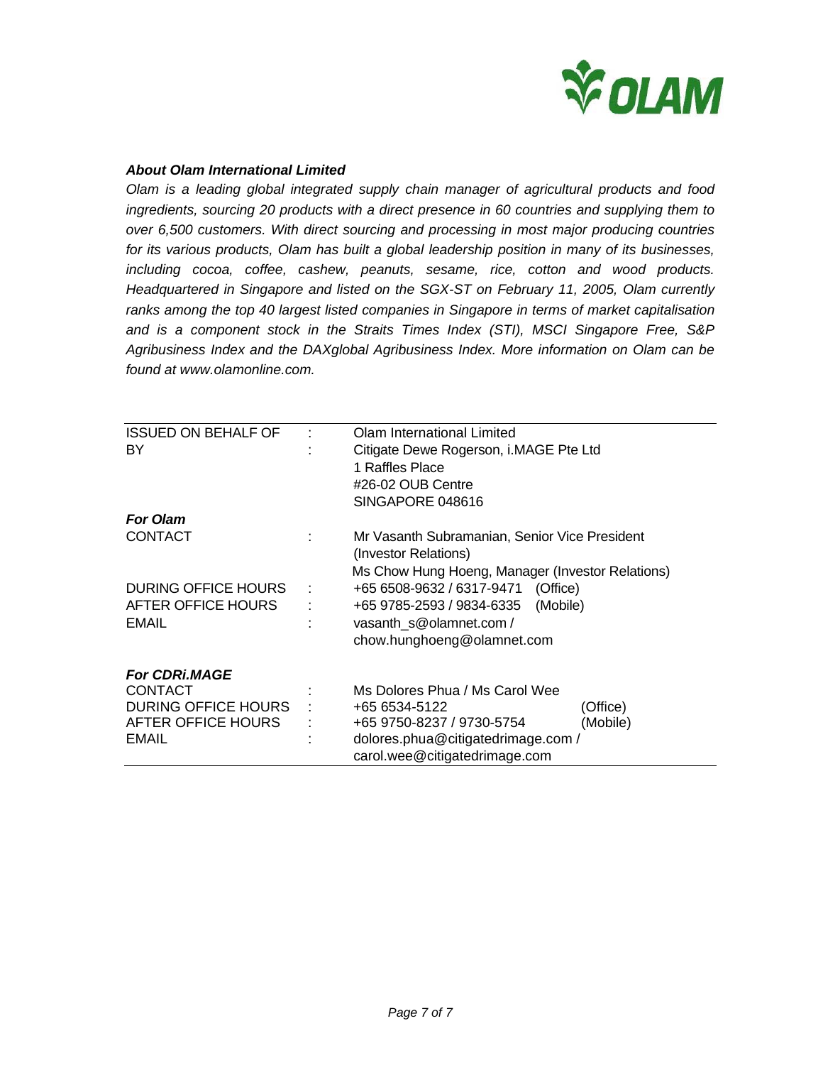***About Olam International Limited***

*Olam is a leading global integrated supply chain manager of agricultural products and food ingredients, sourcing 20 products with a direct presence in 60 countries and supplying them to over 6,500 customers. With direct sourcing and processing in most major producing countries for its various products, Olam has built a global leadership position in many of its businesses, including cocoa, coffee, cashew, peanuts, sesame, rice, cotton and wood products. Headquartered in Singapore and listed on the SGX-ST on February 11, 2005, Olam currently ranks among the top 40 largest listed companies in Singapore in terms of market capitalisation and is a component stock in the Straits Times Index (STI), MSCI Singapore Free, S&P Agribusiness Index and the DAXglobal Agribusiness Index. More information on Olam can be found at www.olamonline.com.*

| | | |
|---|---|---|
| ISSUED ON BEHALF OF | : | Olam International Limited |
| BY | : | Citigate Dewe Rogerson, i.MAGE Pte Ltd<br>1 Raffles Place<br>#26-02 OUB Centre<br>SINGAPORE 048616 |
| ***For Olam*** | | |
| CONTACT | : | Mr Vasanth Subramanian, Senior Vice President (Investor Relations)<br>Ms Chow Hung Hoeng, Manager (Investor Relations) |
| DURING OFFICE HOURS | : | +65 6508-9632 / 6317-9471 (Office) |
| AFTER OFFICE HOURS | : | +65 9785-2593 / 9834-6335 (Mobile) |
| EMAIL | : | vasanth_s@olamnet.com / chow.hunghoeng@olamnet.com |
| ***For CDRi.MAGE*** | | |
| CONTACT | : | Ms Dolores Phua / Ms Carol Wee |
| DURING OFFICE HOURS | : | +65 6534-5122 (Office) |
| AFTER OFFICE HOURS | : | +65 9750-8237 / 9730-5754 (Mobile) |
| EMAIL | : | dolores.phua@citigatedrimage.com / carol.wee@citigatedrimage.com |